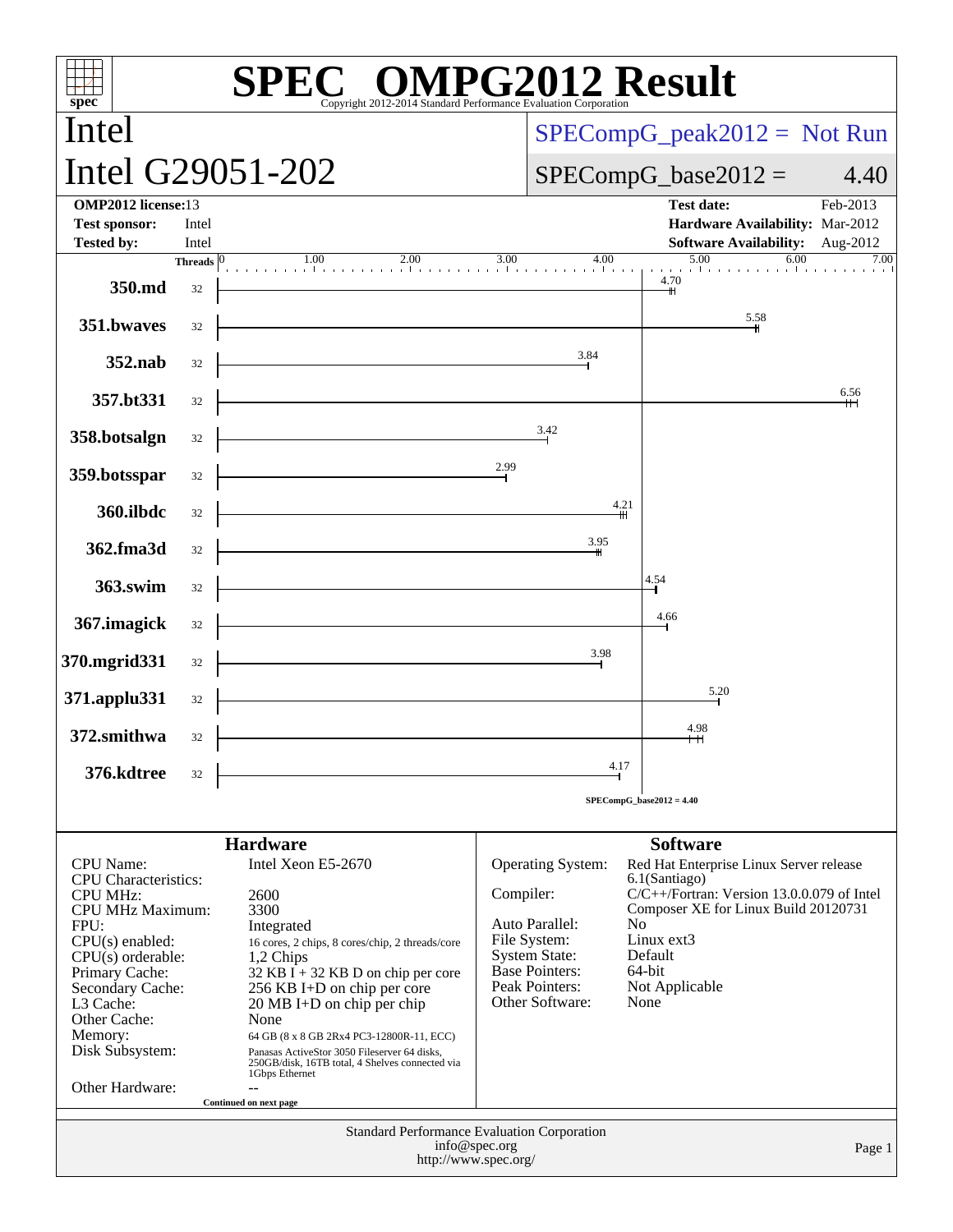# SPEC OMPG2012 Result

Copyright 2012-2014 Standard Performance Evaluation Corporation

# Intel

# Intel G29051-202

SPECompG_peak2012 = Not Run

SPECompG_base2012 = 4.40

| | | | |
|---|---|---|---|
| **OMP2012 license:** | 13 | **Test date:** | Feb-2013 |
| **Test sponsor:** | Intel | **Hardware Availability:** | Mar-2012 |
| **Tested by:** | Intel | **Software Availability:** | Aug-2012 |

| Benchmark | Threads | Base Ratio |
|---|---|---|
| 350.md | 32 | 4.70 |
| 351.bwaves | 32 | 5.58 |
| 352.nab | 32 | 3.84 |
| 357.bt331 | 32 | 6.56 |
| 358.botsalgn | 32 | 3.42 |
| 359.botsspar | 32 | 2.99 |
| 360.ilbdc | 32 | 4.21 |
| 362.fma3d | 32 | 3.95 |
| 363.swim | 32 | 4.54 |
| 367.imagick | 32 | 4.66 |
| 370.mgrid331 | 32 | 3.98 |
| 371.applu331 | 32 | 5.20 |
| 372.smithwa | 32 | 4.98 |
| 376.kdtree | 32 | 4.17 |

SPECompG_base2012 = 4.40

## Hardware

| | |
|---|---|
| CPU Name: | Intel Xeon E5-2670 |
| CPU Characteristics: | |
| CPU MHz: | 2600 |
| CPU MHz Maximum: | 3300 |
| FPU: | Integrated |
| CPU(s) enabled: | 16 cores, 2 chips, 8 cores/chip, 2 threads/core |
| CPU(s) orderable: | 1,2 Chips |
| Primary Cache: | 32 KB I + 32 KB D on chip per core |
| Secondary Cache: | 256 KB I+D on chip per core |
| L3 Cache: | 20 MB I+D on chip per chip |
| Other Cache: | None |
| Memory: | 64 GB (8 x 8 GB 2Rx4 PC3-12800R-11, ECC) |
| Disk Subsystem: | Panasas ActiveStor 3050 Fileserver 64 disks, 250GB/disk, 16TB total, 4 Shelves connected via 1Gbps Ethernet |
| Other Hardware: | -- |

Continued on next page

## Software

| | |
|---|---|
| Operating System: | Red Hat Enterprise Linux Server release 6.1(Santiago) |
| Compiler: | C/C++/Fortran: Version 13.0.0.079 of Intel Composer XE for Linux Build 20120731 |
| Auto Parallel: | No |
| File System: | Linux ext3 |
| System State: | Default |
| Base Pointers: | 64-bit |
| Peak Pointers: | Not Applicable |
| Other Software: | None |

Standard Performance Evaluation Corporation
info@spec.org
http://www.spec.org/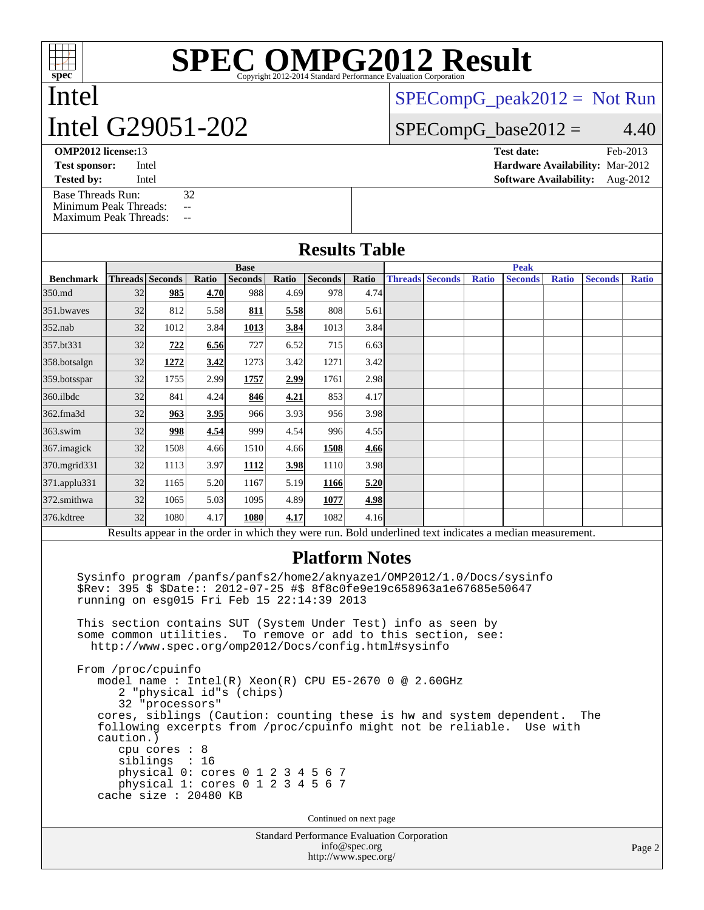# SPEC OMPG2012 Result

Copyright 2012-2014 Standard Performance Evaluation Corporation

# Intel
# Intel G29051-202

SPECompG_peak2012 = Not Run

SPECompG_base2012 = 4.40

**OMP2012 license:** 13 | **Test date:** Feb-2013
**Test sponsor:** Intel | **Hardware Availability:** Mar-2012
**Tested by:** Intel | **Software Availability:** Aug-2012

Base Threads Run: 32
Minimum Peak Threads: --
Maximum Peak Threads: --

## Results Table

| | Base | | | | | | | Peak | | | | | | |
|---|---|---|---|---|---|---|---|---|---|---|---|---|---|---|
| **Benchmark** | **Threads** | **Seconds** | **Ratio** | **Seconds** | **Ratio** | **Seconds** | **Ratio** | **Threads** | **Seconds** | **Ratio** | **Seconds** | **Ratio** | **Seconds** | **Ratio** |
| 350.md | 32 | **985** | **4.70** | 988 | 4.69 | 978 | 4.74 | | | | | | | |
| 351.bwaves | 32 | 812 | 5.58 | **811** | **5.58** | 808 | 5.61 | | | | | | | |
| 352.nab | 32 | 1012 | 3.84 | **1013** | **3.84** | 1013 | 3.84 | | | | | | | |
| 357.bt331 | 32 | **722** | **6.56** | 727 | 6.52 | 715 | 6.63 | | | | | | | |
| 358.botsalgn | 32 | **1272** | **3.42** | 1273 | 3.42 | 1271 | 3.42 | | | | | | | |
| 359.botsspar | 32 | 1755 | 2.99 | **1757** | **2.99** | 1761 | 2.98 | | | | | | | |
| 360.ilbdc | 32 | 841 | 4.24 | **846** | **4.21** | 853 | 4.17 | | | | | | | |
| 362.fma3d | 32 | **963** | **3.95** | 966 | 3.93 | 956 | 3.98 | | | | | | | |
| 363.swim | 32 | **998** | **4.54** | 999 | 4.54 | 996 | 4.55 | | | | | | | |
| 367.imagick | 32 | 1508 | 4.66 | 1510 | 4.66 | **1508** | **4.66** | | | | | | | |
| 370.mgrid331 | 32 | 1113 | 3.97 | **1112** | **3.98** | 1110 | 3.98 | | | | | | | |
| 371.applu331 | 32 | 1165 | 5.20 | 1167 | 5.19 | **1166** | **5.20** | | | | | | | |
| 372.smithwa | 32 | 1065 | 5.03 | 1095 | 4.89 | **1077** | **4.98** | | | | | | | |
| 376.kdtree | 32 | 1080 | 4.17 | **1080** | **4.17** | 1082 | 4.16 | | | | | | | |

Results appear in the order in which they were run. Bold underlined text indicates a median measurement.

## Platform Notes

```
Sysinfo program /panfs/panfs2/home2/aknyaze1/OMP2012/1.0/Docs/sysinfo
$Rev: 395 $ $Date:: 2012-07-25 #$ 8f8c0fe9e19c658963a1e67685e50647
running on esg015 Fri Feb 15 22:14:39 2013

This section contains SUT (System Under Test) info as seen by
some common utilities.  To remove or add to this section, see:
  http://www.spec.org/omp2012/Docs/config.html#sysinfo

From /proc/cpuinfo
   model name : Intel(R) Xeon(R) CPU E5-2670 0 @ 2.60GHz
      2 "physical id"s (chips)
      32 "processors"
   cores, siblings (Caution: counting these is hw and system dependent.  The
   following excerpts from /proc/cpuinfo might not be reliable.  Use with
   caution.)
      cpu cores : 8
      siblings  : 16
      physical 0: cores 0 1 2 3 4 5 6 7
      physical 1: cores 0 1 2 3 4 5 6 7
   cache size : 20480 KB
```

Continued on next page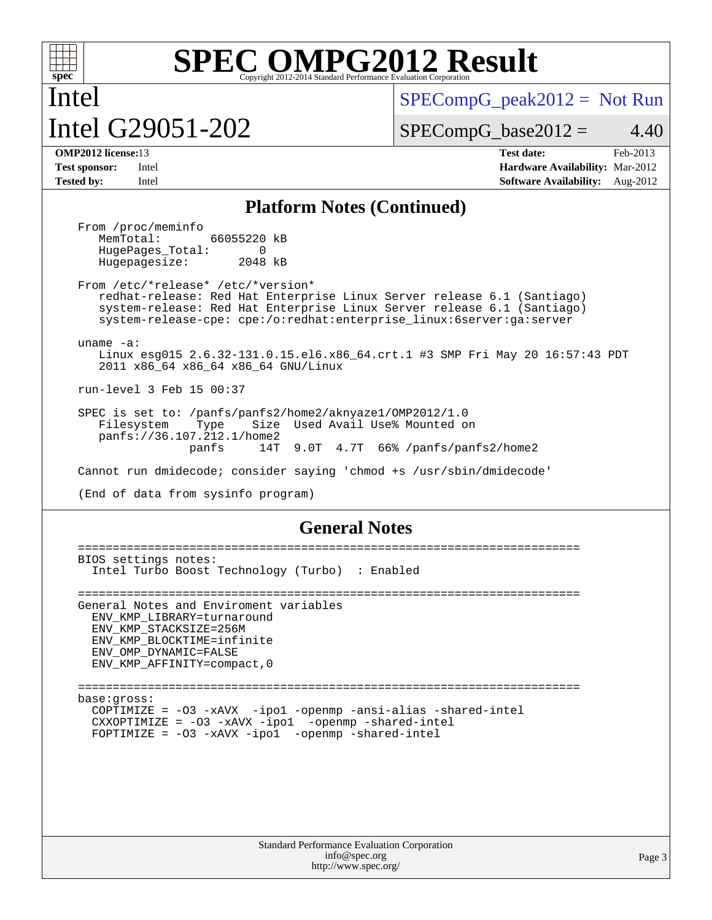# SPEC OMPG2012 Result

Copyright 2012-2014 Standard Performance Evaluation Corporation

**Intel**
**Intel G29051-202**

SPECompG_peak2012 = Not Run

SPECompG_base2012 = 4.40

| **OMP2012 license:** 13 | **Test date:** Feb-2013 |
|---|---|
| **Test sponsor:** Intel | **Hardware Availability:** Mar-2012 |
| **Tested by:** Intel | **Software Availability:** Aug-2012 |

## Platform Notes (Continued)

```
From /proc/meminfo
   MemTotal:       66055220 kB
   HugePages_Total:       0
   Hugepagesize:       2048 kB

From /etc/*release* /etc/*version*
   redhat-release: Red Hat Enterprise Linux Server release 6.1 (Santiago)
   system-release: Red Hat Enterprise Linux Server release 6.1 (Santiago)
   system-release-cpe: cpe:/o:redhat:enterprise_linux:6server:ga:server

uname -a:
   Linux esg015 2.6.32-131.0.15.el6.x86_64.crt.1 #3 SMP Fri May 20 16:57:43 PDT
   2011 x86_64 x86_64 x86_64 GNU/Linux

run-level 3 Feb 15 00:37

SPEC is set to: /panfs/panfs2/home2/aknyaze1/OMP2012/1.0
   Filesystem    Type    Size  Used Avail Use% Mounted on
   panfs://36.107.212.1/home2
                panfs     14T  9.0T  4.7T  66% /panfs/panfs2/home2

Cannot run dmidecode; consider saying 'chmod +s /usr/sbin/dmidecode'

(End of data from sysinfo program)
```

## General Notes

```
========================================================================
BIOS settings notes:
  Intel Turbo Boost Technology (Turbo)  : Enabled

========================================================================
General Notes and Enviroment variables
  ENV_KMP_LIBRARY=turnaround
  ENV_KMP_STACKSIZE=256M
  ENV_KMP_BLOCKTIME=infinite
  ENV_OMP_DYNAMIC=FALSE
  ENV_KMP_AFFINITY=compact,0

========================================================================
base:gross:
  COPTIMIZE = -O3 -xAVX  -ipo1 -openmp -ansi-alias -shared-intel
  CXXOPTIMIZE = -O3 -xAVX -ipo1  -openmp -shared-intel
  FOPTIMIZE = -O3 -xAVX -ipo1  -openmp -shared-intel
```

Standard Performance Evaluation Corporation
info@spec.org
http://www.spec.org/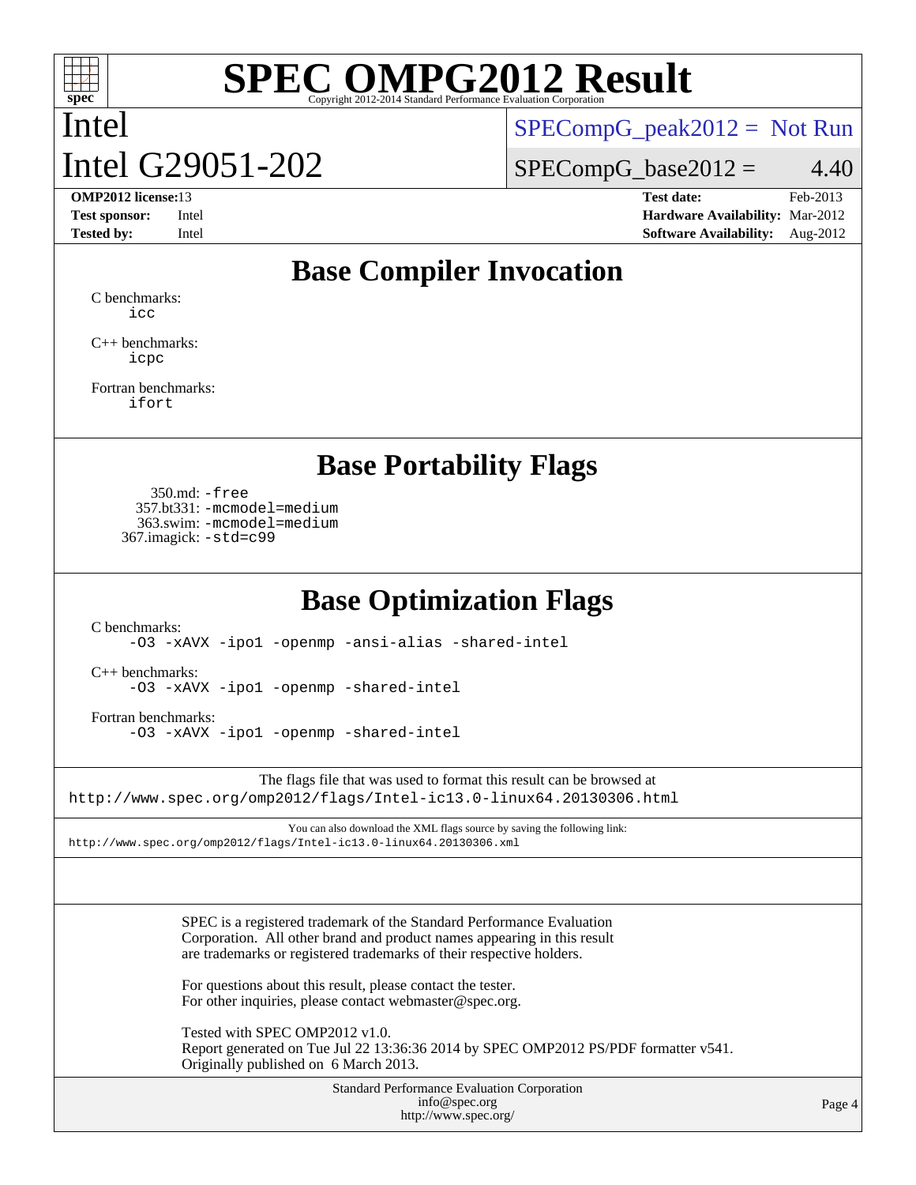# SPEC OMPG2012 Result

Copyright 2012-2014 Standard Performance Evaluation Corporation

Intel
Intel G29051-202

SPECompG_peak2012 = Not Run
SPECompG_base2012 = 4.40

| | | | |
|---|---|---|---|
| **OMP2012 license:** 13 | | **Test date:** | Feb-2013 |
| **Test sponsor:** | Intel | **Hardware Availability:** | Mar-2012 |
| **Tested by:** | Intel | **Software Availability:** | Aug-2012 |

## Base Compiler Invocation

C benchmarks:
icc

C++ benchmarks:
icpc

Fortran benchmarks:
ifort

## Base Portability Flags

350.md: -free
357.bt331: -mcmodel=medium
363.swim: -mcmodel=medium
367.imagick: -std=c99

## Base Optimization Flags

C benchmarks:
-O3 -xAVX -ipo1 -openmp -ansi-alias -shared-intel

C++ benchmarks:
-O3 -xAVX -ipo1 -openmp -shared-intel

Fortran benchmarks:
-O3 -xAVX -ipo1 -openmp -shared-intel

The flags file that was used to format this result can be browsed at
http://www.spec.org/omp2012/flags/Intel-ic13.0-linux64.20130306.html

You can also download the XML flags source by saving the following link:
http://www.spec.org/omp2012/flags/Intel-ic13.0-linux64.20130306.xml

SPEC is a registered trademark of the Standard Performance Evaluation Corporation. All other brand and product names appearing in this result are trademarks or registered trademarks of their respective holders.

For questions about this result, please contact the tester.
For other inquiries, please contact webmaster@spec.org.

Tested with SPEC OMP2012 v1.0.
Report generated on Tue Jul 22 13:36:36 2014 by SPEC OMP2012 PS/PDF formatter v541.
Originally published on 6 March 2013.

Standard Performance Evaluation Corporation
info@spec.org
http://www.spec.org/